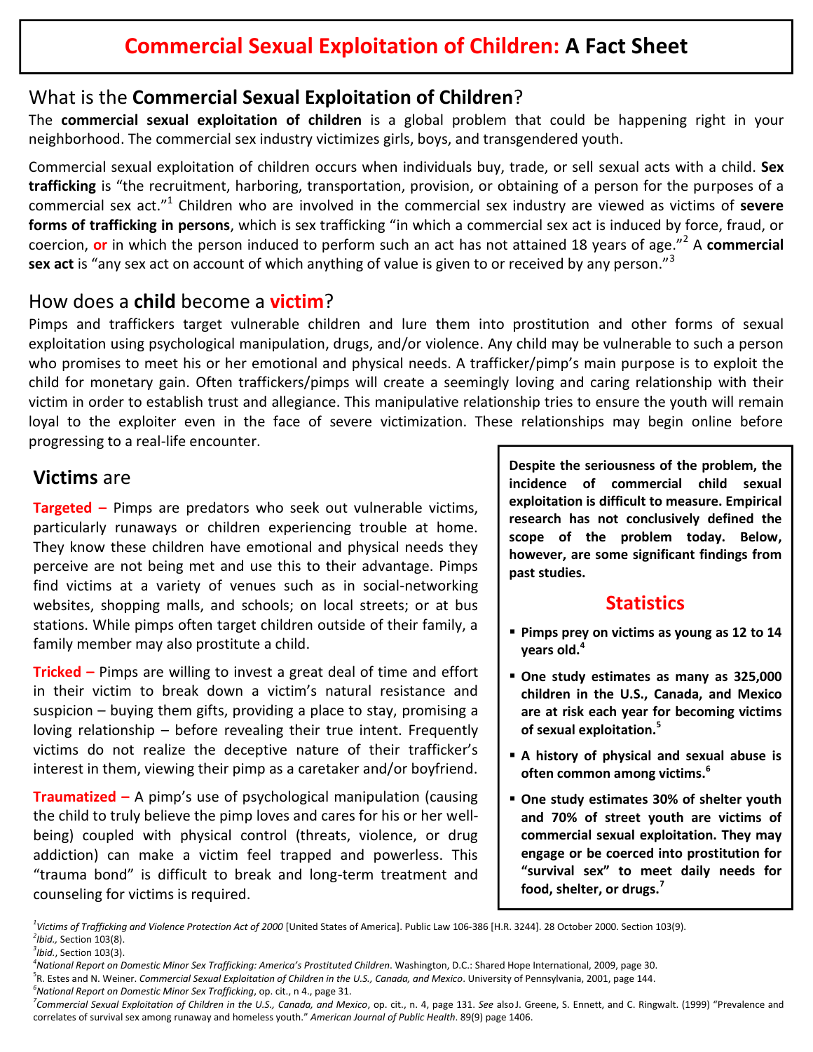# **Commercial Sexual Exploitation of Children: A Fact Sheet**

## What is the **Commercial Sexual Exploitation of Children**?

The **commercial sexual exploitation of children** is a global problem that could be happening right in your neighborhood. The commercial sex industry victimizes girls, boys, and transgendered youth.

Commercial sexual exploitation of children occurs when individuals buy, trade, or sell sexual acts with a child. **Sex trafficking** is "the recruitment, harboring, transportation, provision, or obtaining of a person for the purposes of a commercial sex act."[1] Children who are involved in the commercial sex industry are viewed as victims of **severe forms of trafficking in persons**, which is sex trafficking "in which a commercial sex act is induced by force, fraud, or coercion, **or** in which the person induced to perform such an act has not attained 18 years of age."[2] A **commercial sex act** is "any sex act on account of which anything of value is given to or received by any person."[3]

## How does a **child** become a **victim**?

Pimps and traffickers target vulnerable children and lure them into prostitution and other forms of sexual exploitation using psychological manipulation, drugs, and/or violence. Any child may be vulnerable to such a person who promises to meet his or her emotional and physical needs. A trafficker/pimp's main purpose is to exploit the child for monetary gain. Often traffickers/pimps will create a seemingly loving and caring relationship with their victim in order to establish trust and allegiance. This manipulative relationship tries to ensure the youth will remain loyal to the exploiter even in the face of severe victimization. These relationships may begin online before progressing to a real-life encounter.

## **Victims** are

**Targeted –** Pimps are predators who seek out vulnerable victims, particularly runaways or children experiencing trouble at home. They know these children have emotional and physical needs they perceive are not being met and use this to their advantage. Pimps find victims at a variety of venues such as in social-networking websites, shopping malls, and schools; on local streets; or at bus stations. While pimps often target children outside of their family, a family member may also prostitute a child.

**Tricked –** Pimps are willing to invest a great deal of time and effort in their victim to break down a victim's natural resistance and suspicion – buying them gifts, providing a place to stay, promising a loving relationship – before revealing their true intent. Frequently victims do not realize the deceptive nature of their trafficker's interest in them, viewing their pimp as a caretaker and/or boyfriend.

**Traumatized –** A pimp's use of psychological manipulation (causing the child to truly believe the pimp loves and cares for his or her well-being) coupled with physical control (threats, violence, or drug addiction) can make a victim feel trapped and powerless. This "trauma bond" is difficult to break and long-term treatment and counseling for victims is required.

**Despite the seriousness of the problem, the incidence of commercial child sexual exploitation is difficult to measure. Empirical research has not conclusively defined the scope of the problem today. Below, however, are some significant findings from past studies.**

### **Statistics**

- **Pimps prey on victims as young as 12 to 14 years old.[4]**
- **One study estimates as many as 325,000 children in the U.S., Canada, and Mexico are at risk each year for becoming victims of sexual exploitation.[5]**
- **A history of physical and sexual abuse is often common among victims.[6]**
- **One study estimates 30% of shelter youth and 70% of street youth are victims of commercial sexual exploitation. They may engage or be coerced into prostitution for "survival sex" to meet daily needs for food, shelter, or drugs.[7]**

---

[1] *Victims of Trafficking and Violence Protection Act of 2000* [United States of America]. Public Law 106-386 [H.R. 3244]. 28 October 2000. Section 103(9).
[2] *Ibid.*, Section 103(8).
[3] *Ibid.*, Section 103(3).
[4] *National Report on Domestic Minor Sex Trafficking: America's Prostituted Children*. Washington, D.C.: Shared Hope International, 2009, page 30.
[5] R. Estes and N. Weiner. *Commercial Sexual Exploitation of Children in the U.S., Canada, and Mexico*. University of Pennsylvania, 2001, page 144.
[6] *National Report on Domestic Minor Sex Trafficking*, op. cit., n 4., page 31.
[7] *Commercial Sexual Exploitation of Children in the U.S., Canada, and Mexico*, op. cit., n. 4, page 131. *See* also J. Greene, S. Ennett, and C. Ringwalt. (1999) "Prevalence and correlates of survival sex among runaway and homeless youth." *American Journal of Public Health*. 89(9) page 1406.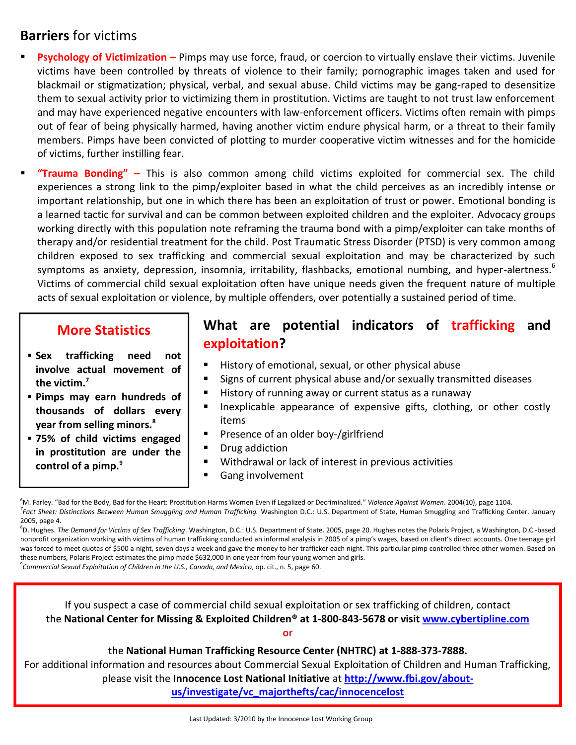## **Barriers** for victims

- **Psychology of Victimization –** Pimps may use force, fraud, or coercion to virtually enslave their victims. Juvenile victims have been controlled by threats of violence to their family; pornographic images taken and used for blackmail or stigmatization; physical, verbal, and sexual abuse. Child victims may be gang-raped to desensitize them to sexual activity prior to victimizing them in prostitution. Victims are taught to not trust law enforcement and may have experienced negative encounters with law-enforcement officers. Victims often remain with pimps out of fear of being physically harmed, having another victim endure physical harm, or a threat to their family members. Pimps have been convicted of plotting to murder cooperative victim witnesses and for the homicide of victims, further instilling fear.
- **"Trauma Bonding" –** This is also common among child victims exploited for commercial sex. The child experiences a strong link to the pimp/exploiter based in what the child perceives as an incredibly intense or important relationship, but one in which there has been an exploitation of trust or power. Emotional bonding is a learned tactic for survival and can be common between exploited children and the exploiter. Advocacy groups working directly with this population note reframing the trauma bond with a pimp/exploiter can take months of therapy and/or residential treatment for the child. Post Traumatic Stress Disorder (PTSD) is very common among children exposed to sex trafficking and commercial sexual exploitation and may be characterized by such symptoms as anxiety, depression, insomnia, irritability, flashbacks, emotional numbing, and hyper-alertness.[6] Victims of commercial child sexual exploitation often have unique needs given the frequent nature of multiple acts of sexual exploitation or violence, by multiple offenders, over potentially a sustained period of time.

### More Statistics

- **Sex trafficking need not involve actual movement of the victim.[7]**
- **Pimps may earn hundreds of thousands of dollars every year from selling minors.[8]**
- **75% of child victims engaged in prostitution are under the control of a pimp.[9]**

## What are potential indicators of trafficking and exploitation?

- History of emotional, sexual, or other physical abuse
- Signs of current physical abuse and/or sexually transmitted diseases
- History of running away or current status as a runaway
- Inexplicable appearance of expensive gifts, clothing, or other costly items
- Presence of an older boy-/girlfriend
- Drug addiction
- Withdrawal or lack of interest in previous activities
- Gang involvement

[6] M. Farley. "Bad for the Body, Bad for the Heart: Prostitution Harms Women Even if Legalized or Decriminalized." *Violence Against Women*. 2004(10), page 1104.

[7] *Fact Sheet: Distinctions Between Human Smuggling and Human Trafficking.* Washington D.C.: U.S. Department of State, Human Smuggling and Trafficking Center. January 2005, page 4.

[8] D. Hughes. *The Demand for Victims of Sex Trafficking*. Washington, D.C.: U.S. Department of State. 2005, page 20. Hughes notes the Polaris Project, a Washington, D.C.-based nonprofit organization working with victims of human trafficking conducted an informal analysis in 2005 of a pimp's wages, based on client's direct accounts. One teenage girl was forced to meet quotas of $500 a night, seven days a week and gave the money to her trafficker each night. This particular pimp controlled three other women. Based on these numbers, Polaris Project estimates the pimp made $632,000 in one year from four young women and girls.

[9] *Commercial Sexual Exploitation of Children in the U.S., Canada, and Mexico*, op. cit., n. 5, page 60.

If you suspect a case of commercial child sexual exploitation or sex trafficking of children, contact the **National Center for Missing & Exploited Children® at 1-800-843-5678 or visit www.cybertipline.com**

**or**

the **National Human Trafficking Resource Center (NHTRC) at 1-888-373-7888.**
For additional information and resources about Commercial Sexual Exploitation of Children and Human Trafficking, please visit the **Innocence Lost National Initiative** at **http://www.fbi.gov/about-us/investigate/vc_majorthefts/cac/innocencelost**

Last Updated: 3/2010 by the Innocence Lost Working Group